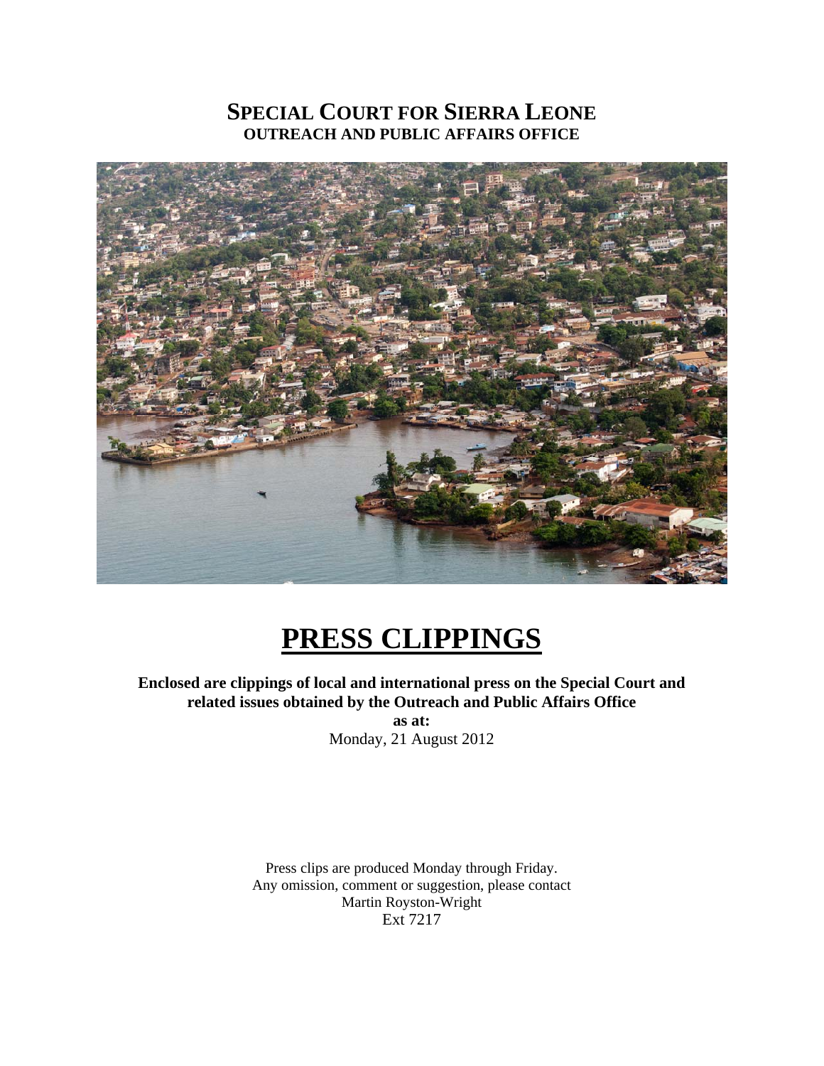# SPECIAL COURT FOR SIERRA LEONE
## OUTREACH AND PUBLIC AFFAIRS OFFICE

# PRESS CLIPPINGS

**Enclosed are clippings of local and international press on the Special Court and related issues obtained by the Outreach and Public Affairs Office**

**as at:**

Monday, 21 August 2012

Press clips are produced Monday through Friday.
Any omission, comment or suggestion, please contact
Martin Royston-Wright
Ext 7217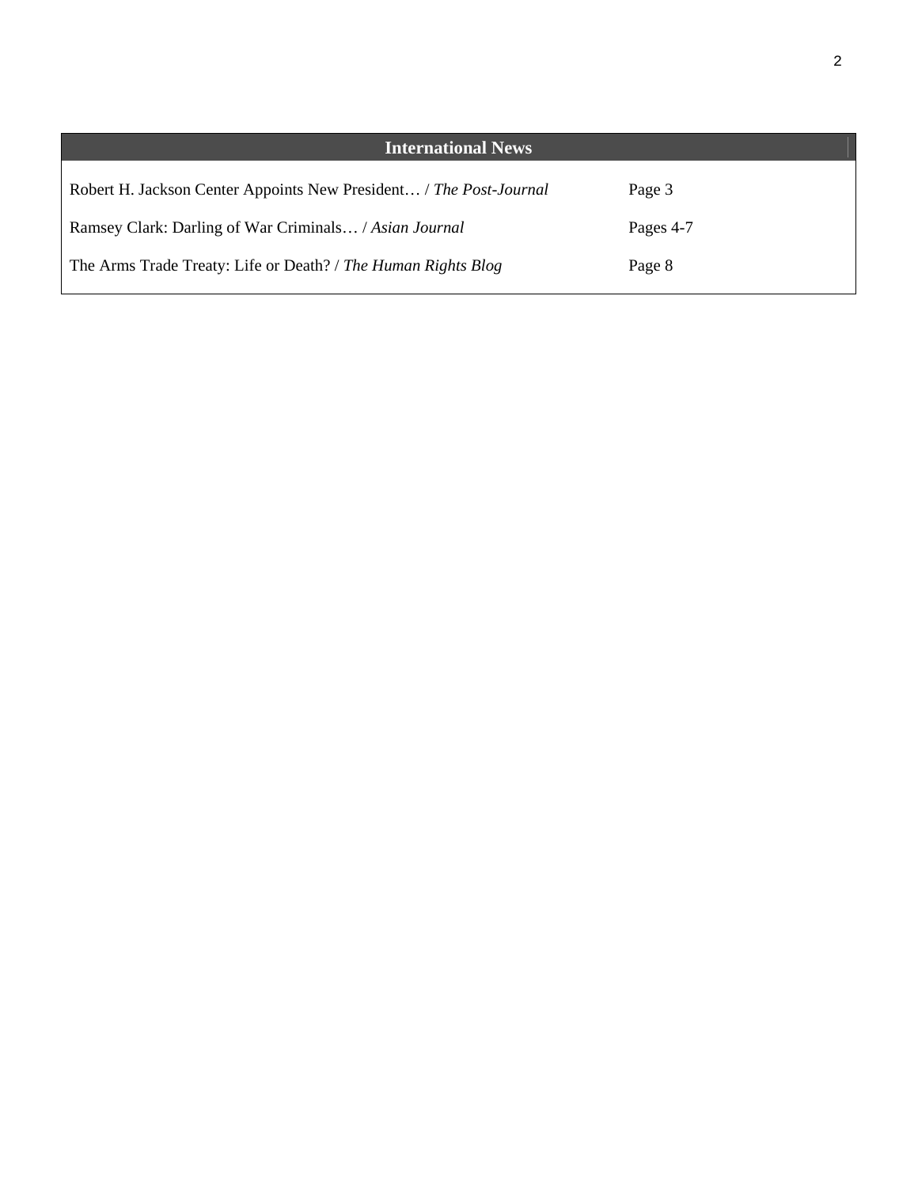## International News

| Article | Page |
| --- | --- |
| Robert H. Jackson Center Appoints New President… / *The Post-Journal* | Page 3 |
| Ramsey Clark: Darling of War Criminals… / *Asian Journal* | Pages 4-7 |
| The Arms Trade Treaty: Life or Death? / *The Human Rights Blog* | Page 8 |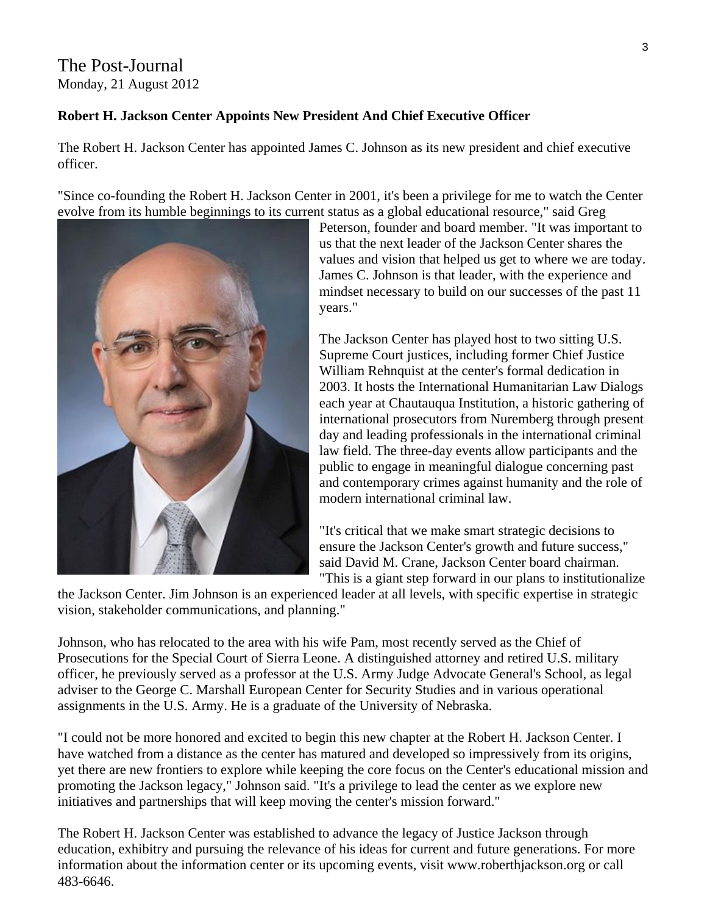The Post-Journal
Monday, 21 August 2012

**Robert H. Jackson Center Appoints New President And Chief Executive Officer**

The Robert H. Jackson Center has appointed James C. Johnson as its new president and chief executive officer.

"Since co-founding the Robert H. Jackson Center in 2001, it's been a privilege for me to watch the Center evolve from its humble beginnings to its current status as a global educational resource," said Greg Peterson, founder and board member. "It was important to us that the next leader of the Jackson Center shares the values and vision that helped us get to where we are today. James C. Johnson is that leader, with the experience and mindset necessary to build on our successes of the past 11 years."

The Jackson Center has played host to two sitting U.S. Supreme Court justices, including former Chief Justice William Rehnquist at the center's formal dedication in 2003. It hosts the International Humanitarian Law Dialogs each year at Chautauqua Institution, a historic gathering of international prosecutors from Nuremberg through present day and leading professionals in the international criminal law field. The three-day events allow participants and the public to engage in meaningful dialogue concerning past and contemporary crimes against humanity and the role of modern international criminal law.

"It's critical that we make smart strategic decisions to ensure the Jackson Center's growth and future success," said David M. Crane, Jackson Center board chairman. "This is a giant step forward in our plans to institutionalize the Jackson Center. Jim Johnson is an experienced leader at all levels, with specific expertise in strategic vision, stakeholder communications, and planning."

Johnson, who has relocated to the area with his wife Pam, most recently served as the Chief of Prosecutions for the Special Court of Sierra Leone. A distinguished attorney and retired U.S. military officer, he previously served as a professor at the U.S. Army Judge Advocate General's School, as legal adviser to the George C. Marshall European Center for Security Studies and in various operational assignments in the U.S. Army. He is a graduate of the University of Nebraska.

"I could not be more honored and excited to begin this new chapter at the Robert H. Jackson Center. I have watched from a distance as the center has matured and developed so impressively from its origins, yet there are new frontiers to explore while keeping the core focus on the Center's educational mission and promoting the Jackson legacy," Johnson said. "It's a privilege to lead the center as we explore new initiatives and partnerships that will keep moving the center's mission forward."

The Robert H. Jackson Center was established to advance the legacy of Justice Jackson through education, exhibitry and pursuing the relevance of his ideas for current and future generations. For more information about the information center or its upcoming events, visit www.roberthjackson.org or call 483-6646.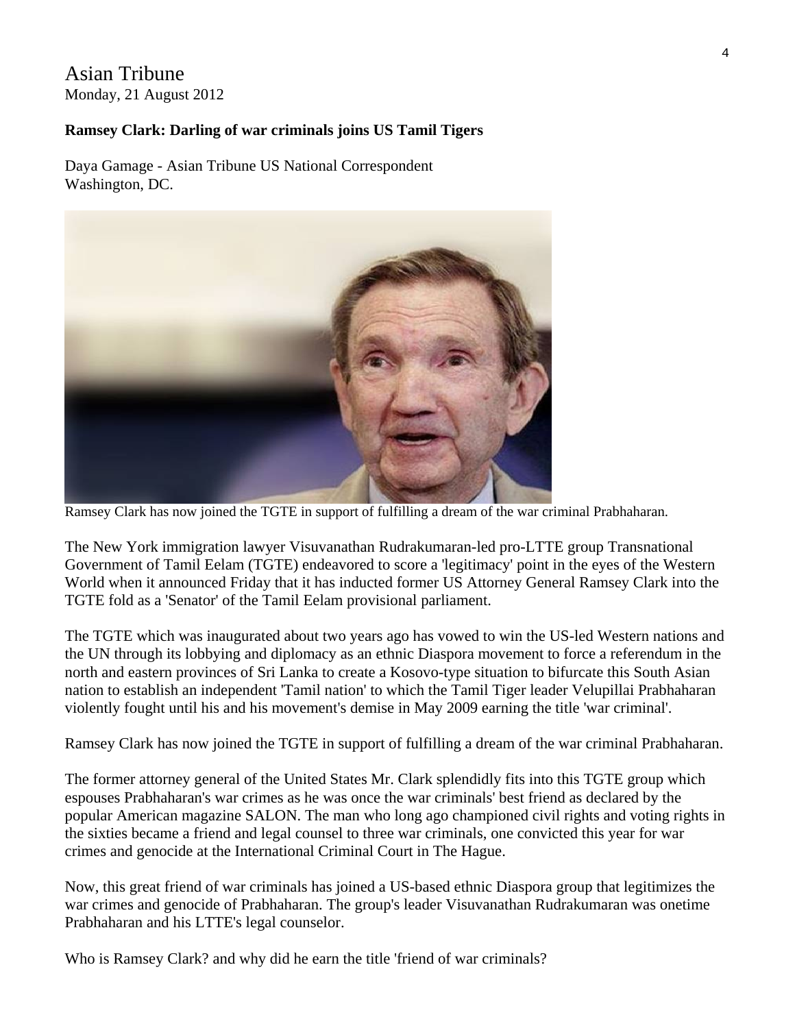Asian Tribune

Monday, 21 August 2012

**Ramsey Clark: Darling of war criminals joins US Tamil Tigers**

Daya Gamage - Asian Tribune US National Correspondent
Washington, DC.

Ramsey Clark has now joined the TGTE in support of fulfilling a dream of the war criminal Prabhaharan.

The New York immigration lawyer Visuvanathan Rudrakumaran-led pro-LTTE group Transnational Government of Tamil Eelam (TGTE) endeavored to score a 'legitimacy' point in the eyes of the Western World when it announced Friday that it has inducted former US Attorney General Ramsey Clark into the TGTE fold as a 'Senator' of the Tamil Eelam provisional parliament.

The TGTE which was inaugurated about two years ago has vowed to win the US-led Western nations and the UN through its lobbying and diplomacy as an ethnic Diaspora movement to force a referendum in the north and eastern provinces of Sri Lanka to create a Kosovo-type situation to bifurcate this South Asian nation to establish an independent 'Tamil nation' to which the Tamil Tiger leader Velupillai Prabhaharan violently fought until his and his movement's demise in May 2009 earning the title 'war criminal'.

Ramsey Clark has now joined the TGTE in support of fulfilling a dream of the war criminal Prabhaharan.

The former attorney general of the United States Mr. Clark splendidly fits into this TGTE group which espouses Prabhaharan's war crimes as he was once the war criminals' best friend as declared by the popular American magazine SALON. The man who long ago championed civil rights and voting rights in the sixties became a friend and legal counsel to three war criminals, one convicted this year for war crimes and genocide at the International Criminal Court in The Hague.

Now, this great friend of war criminals has joined a US-based ethnic Diaspora group that legitimizes the war crimes and genocide of Prabhaharan. The group's leader Visuvanathan Rudrakumaran was onetime Prabhaharan and his LTTE's legal counselor.

Who is Ramsey Clark? and why did he earn the title 'friend of war criminals?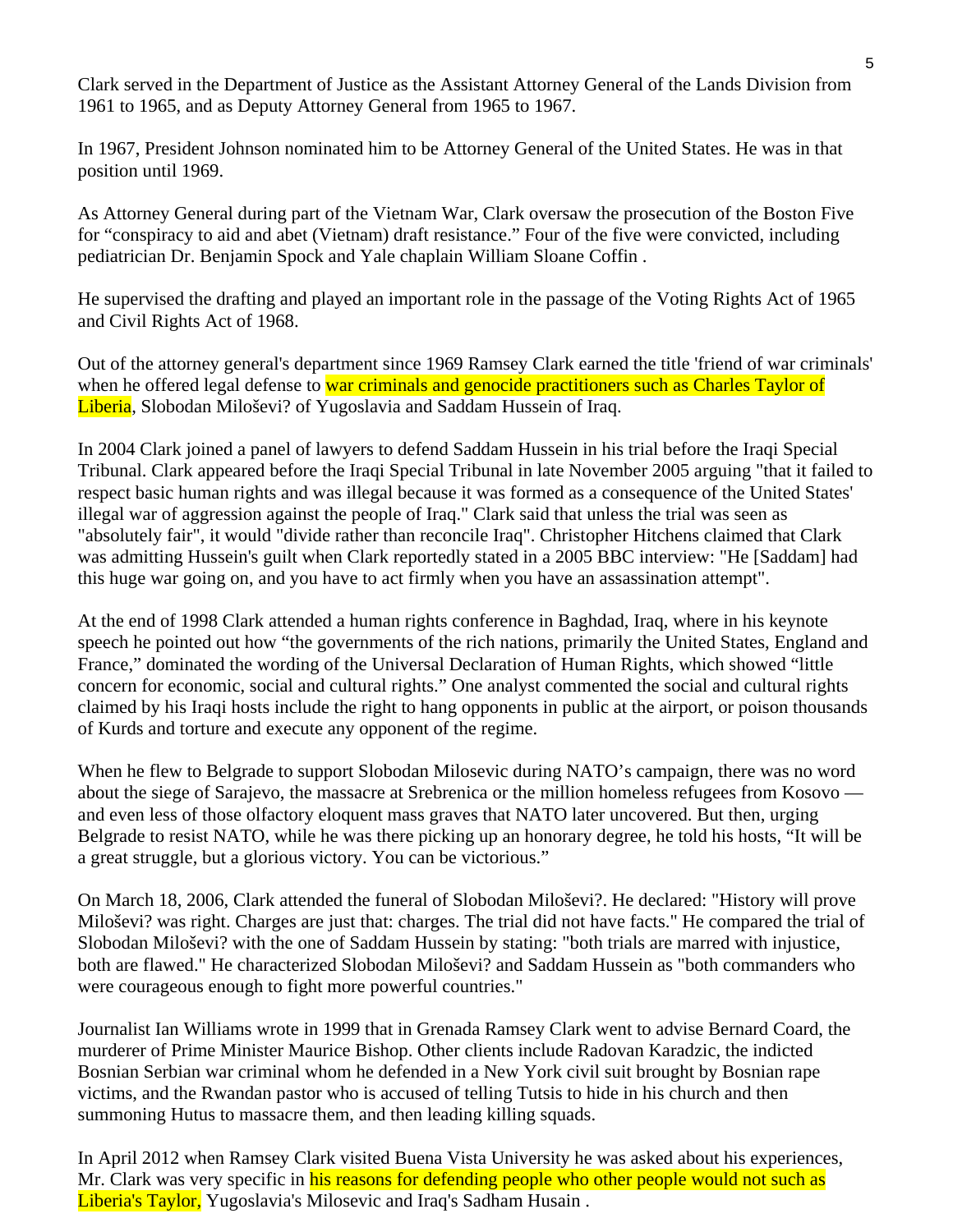Clark served in the Department of Justice as the Assistant Attorney General of the Lands Division from 1961 to 1965, and as Deputy Attorney General from 1965 to 1967.

In 1967, President Johnson nominated him to be Attorney General of the United States. He was in that position until 1969.

As Attorney General during part of the Vietnam War, Clark oversaw the prosecution of the Boston Five for "conspiracy to aid and abet (Vietnam) draft resistance." Four of the five were convicted, including pediatrician Dr. Benjamin Spock and Yale chaplain William Sloane Coffin .

He supervised the drafting and played an important role in the passage of the Voting Rights Act of 1965 and Civil Rights Act of 1968.

Out of the attorney general's department since 1969 Ramsey Clark earned the title 'friend of war criminals' when he offered legal defense to war criminals and genocide practitioners such as Charles Taylor of Liberia, Slobodan Miloševi? of Yugoslavia and Saddam Hussein of Iraq.

In 2004 Clark joined a panel of lawyers to defend Saddam Hussein in his trial before the Iraqi Special Tribunal. Clark appeared before the Iraqi Special Tribunal in late November 2005 arguing "that it failed to respect basic human rights and was illegal because it was formed as a consequence of the United States' illegal war of aggression against the people of Iraq." Clark said that unless the trial was seen as "absolutely fair", it would "divide rather than reconcile Iraq". Christopher Hitchens claimed that Clark was admitting Hussein's guilt when Clark reportedly stated in a 2005 BBC interview: "He [Saddam] had this huge war going on, and you have to act firmly when you have an assassination attempt".

At the end of 1998 Clark attended a human rights conference in Baghdad, Iraq, where in his keynote speech he pointed out how "the governments of the rich nations, primarily the United States, England and France," dominated the wording of the Universal Declaration of Human Rights, which showed "little concern for economic, social and cultural rights." One analyst commented the social and cultural rights claimed by his Iraqi hosts include the right to hang opponents in public at the airport, or poison thousands of Kurds and torture and execute any opponent of the regime.

When he flew to Belgrade to support Slobodan Milosevic during NATO's campaign, there was no word about the siege of Sarajevo, the massacre at Srebrenica or the million homeless refugees from Kosovo — and even less of those olfactory eloquent mass graves that NATO later uncovered. But then, urging Belgrade to resist NATO, while he was there picking up an honorary degree, he told his hosts, "It will be a great struggle, but a glorious victory. You can be victorious."

On March 18, 2006, Clark attended the funeral of Slobodan Miloševi?. He declared: "History will prove Miloševi? was right. Charges are just that: charges. The trial did not have facts." He compared the trial of Slobodan Miloševi? with the one of Saddam Hussein by stating: "both trials are marred with injustice, both are flawed." He characterized Slobodan Miloševi? and Saddam Hussein as "both commanders who were courageous enough to fight more powerful countries."

Journalist Ian Williams wrote in 1999 that in Grenada Ramsey Clark went to advise Bernard Coard, the murderer of Prime Minister Maurice Bishop. Other clients include Radovan Karadzic, the indicted Bosnian Serbian war criminal whom he defended in a New York civil suit brought by Bosnian rape victims, and the Rwandan pastor who is accused of telling Tutsis to hide in his church and then summoning Hutus to massacre them, and then leading killing squads.

In April 2012 when Ramsey Clark visited Buena Vista University he was asked about his experiences, Mr. Clark was very specific in his reasons for defending people who other people would not such as Liberia's Taylor, Yugoslavia's Milosevic and Iraq's Sadham Husain .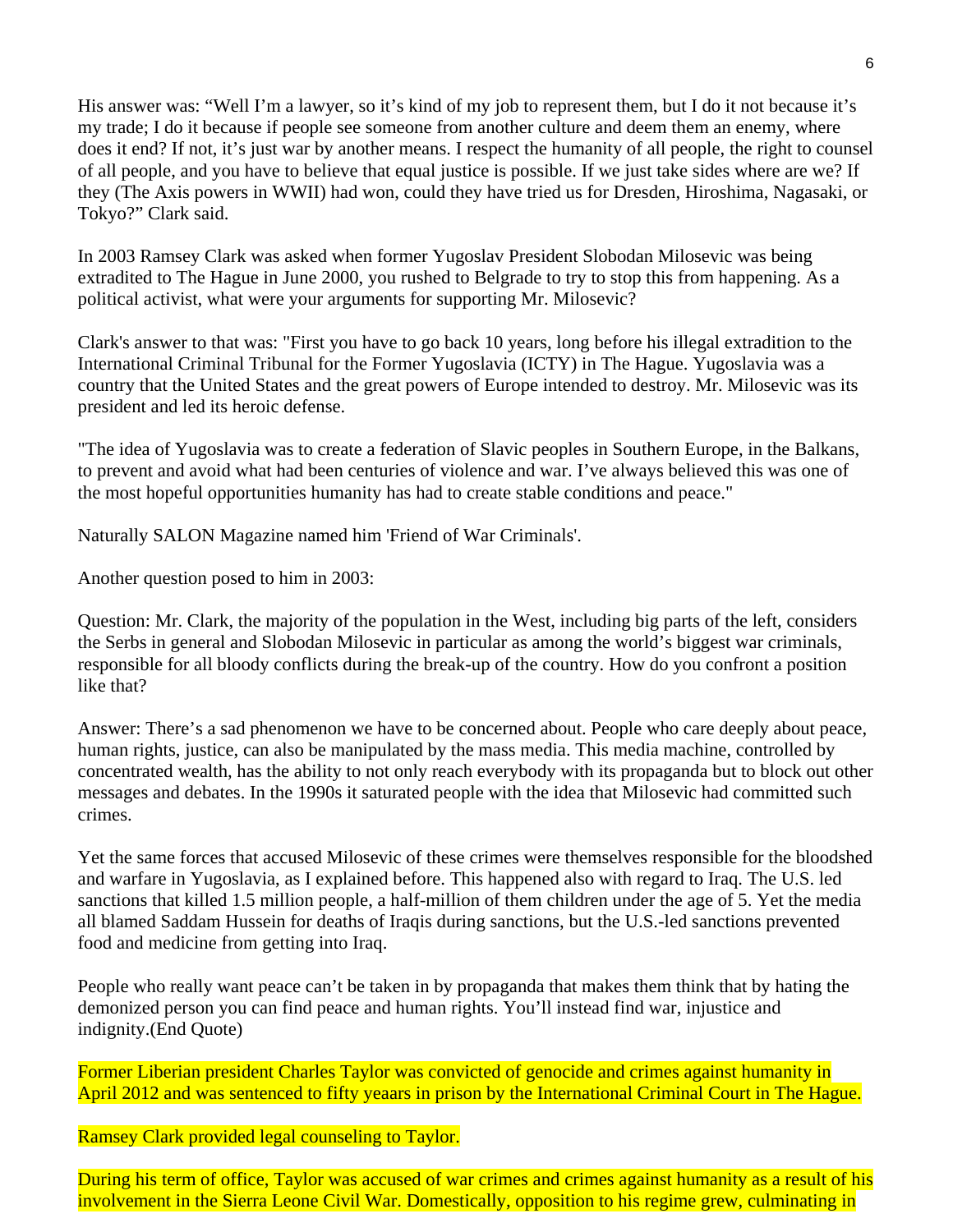His answer was: “Well I’m a lawyer, so it’s kind of my job to represent them, but I do it not because it’s my trade; I do it because if people see someone from another culture and deem them an enemy, where does it end? If not, it’s just war by another means. I respect the humanity of all people, the right to counsel of all people, and you have to believe that equal justice is possible. If we just take sides where are we? If they (The Axis powers in WWII) had won, could they have tried us for Dresden, Hiroshima, Nagasaki, or Tokyo?” Clark said.

In 2003 Ramsey Clark was asked when former Yugoslav President Slobodan Milosevic was being extradited to The Hague in June 2000, you rushed to Belgrade to try to stop this from happening. As a political activist, what were your arguments for supporting Mr. Milosevic?

Clark's answer to that was: "First you have to go back 10 years, long before his illegal extradition to the International Criminal Tribunal for the Former Yugoslavia (ICTY) in The Hague. Yugoslavia was a country that the United States and the great powers of Europe intended to destroy. Mr. Milosevic was its president and led its heroic defense.

"The idea of Yugoslavia was to create a federation of Slavic peoples in Southern Europe, in the Balkans, to prevent and avoid what had been centuries of violence and war. I’ve always believed this was one of the most hopeful opportunities humanity has had to create stable conditions and peace."

Naturally SALON Magazine named him 'Friend of War Criminals'.

Another question posed to him in 2003:

Question: Mr. Clark, the majority of the population in the West, including big parts of the left, considers the Serbs in general and Slobodan Milosevic in particular as among the world’s biggest war criminals, responsible for all bloody conflicts during the break-up of the country. How do you confront a position like that?

Answer: There’s a sad phenomenon we have to be concerned about. People who care deeply about peace, human rights, justice, can also be manipulated by the mass media. This media machine, controlled by concentrated wealth, has the ability to not only reach everybody with its propaganda but to block out other messages and debates. In the 1990s it saturated people with the idea that Milosevic had committed such crimes.

Yet the same forces that accused Milosevic of these crimes were themselves responsible for the bloodshed and warfare in Yugoslavia, as I explained before. This happened also with regard to Iraq. The U.S. led sanctions that killed 1.5 million people, a half-million of them children under the age of 5. Yet the media all blamed Saddam Hussein for deaths of Iraqis during sanctions, but the U.S.-led sanctions prevented food and medicine from getting into Iraq.

People who really want peace can’t be taken in by propaganda that makes them think that by hating the demonized person you can find peace and human rights. You’ll instead find war, injustice and indignity.(End Quote)

Former Liberian president Charles Taylor was convicted of genocide and crimes against humanity in April 2012 and was sentenced to fifty yeaars in prison by the International Criminal Court in The Hague.

Ramsey Clark provided legal counseling to Taylor.

During his term of office, Taylor was accused of war crimes and crimes against humanity as a result of his involvement in the Sierra Leone Civil War. Domestically, opposition to his regime grew, culminating in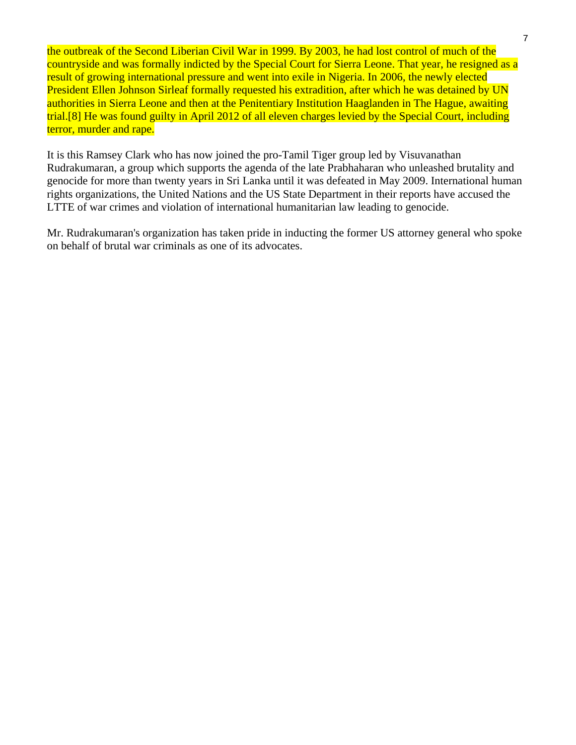the outbreak of the Second Liberian Civil War in 1999. By 2003, he had lost control of much of the countryside and was formally indicted by the Special Court for Sierra Leone. That year, he resigned as a result of growing international pressure and went into exile in Nigeria. In 2006, the newly elected President Ellen Johnson Sirleaf formally requested his extradition, after which he was detained by UN authorities in Sierra Leone and then at the Penitentiary Institution Haaglanden in The Hague, awaiting trial.[8] He was found guilty in April 2012 of all eleven charges levied by the Special Court, including terror, murder and rape.

It is this Ramsey Clark who has now joined the pro-Tamil Tiger group led by Visuvanathan Rudrakumaran, a group which supports the agenda of the late Prabhaharan who unleashed brutality and genocide for more than twenty years in Sri Lanka until it was defeated in May 2009. International human rights organizations, the United Nations and the US State Department in their reports have accused the LTTE of war crimes and violation of international humanitarian law leading to genocide.

Mr. Rudrakumaran's organization has taken pride in inducting the former US attorney general who spoke on behalf of brutal war criminals as one of its advocates.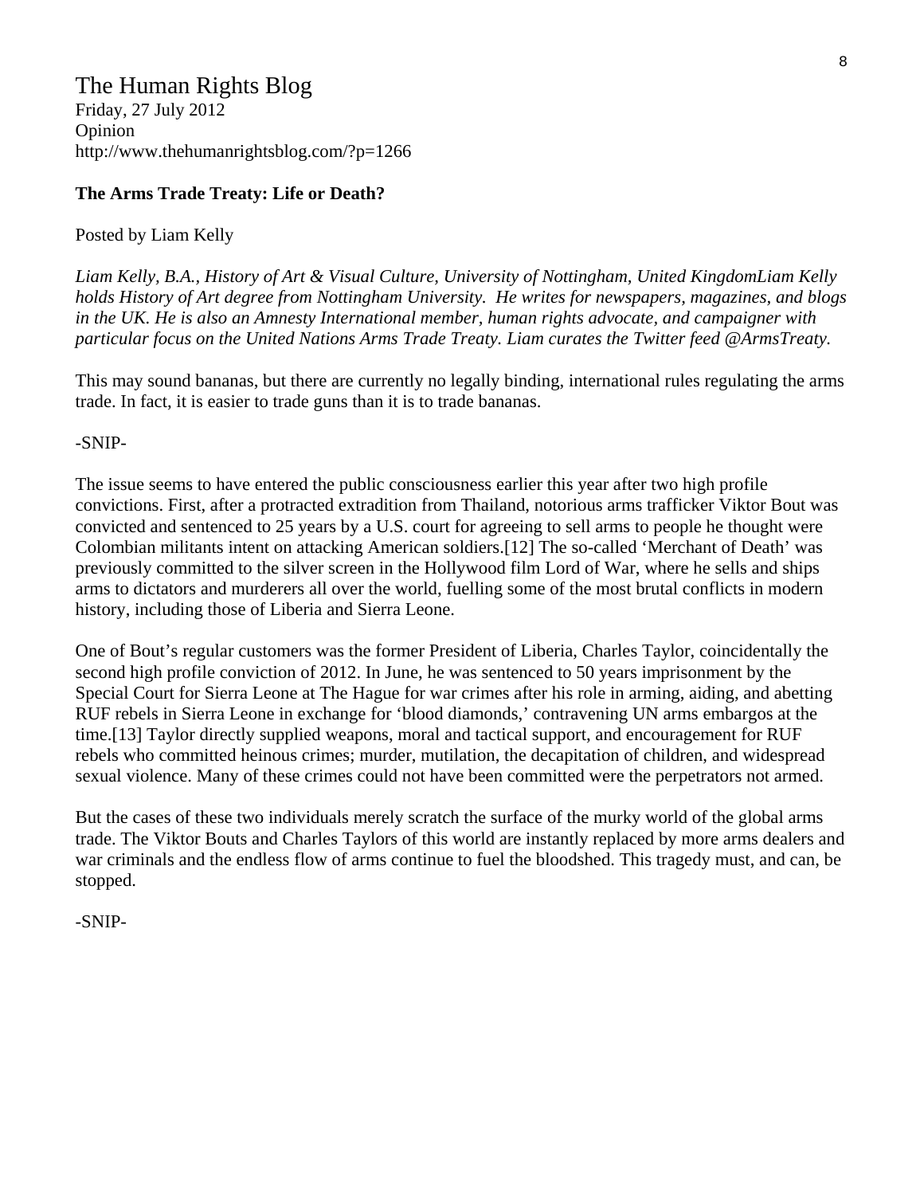The Human Rights Blog
Friday, 27 July 2012
Opinion
http://www.thehumanrightsblog.com/?p=1266

**The Arms Trade Treaty: Life or Death?**

Posted by Liam Kelly

*Liam Kelly, B.A., History of Art & Visual Culture, University of Nottingham, United KingdomLiam Kelly holds History of Art degree from Nottingham University. He writes for newspapers, magazines, and blogs in the UK. He is also an Amnesty International member, human rights advocate, and campaigner with particular focus on the United Nations Arms Trade Treaty. Liam curates the Twitter feed @ArmsTreaty.*

This may sound bananas, but there are currently no legally binding, international rules regulating the arms trade. In fact, it is easier to trade guns than it is to trade bananas.

-SNIP-

The issue seems to have entered the public consciousness earlier this year after two high profile convictions. First, after a protracted extradition from Thailand, notorious arms trafficker Viktor Bout was convicted and sentenced to 25 years by a U.S. court for agreeing to sell arms to people he thought were Colombian militants intent on attacking American soldiers.[12] The so-called 'Merchant of Death' was previously committed to the silver screen in the Hollywood film Lord of War, where he sells and ships arms to dictators and murderers all over the world, fuelling some of the most brutal conflicts in modern history, including those of Liberia and Sierra Leone.

One of Bout's regular customers was the former President of Liberia, Charles Taylor, coincidentally the second high profile conviction of 2012. In June, he was sentenced to 50 years imprisonment by the Special Court for Sierra Leone at The Hague for war crimes after his role in arming, aiding, and abetting RUF rebels in Sierra Leone in exchange for 'blood diamonds,' contravening UN arms embargos at the time.[13] Taylor directly supplied weapons, moral and tactical support, and encouragement for RUF rebels who committed heinous crimes; murder, mutilation, the decapitation of children, and widespread sexual violence. Many of these crimes could not have been committed were the perpetrators not armed.

But the cases of these two individuals merely scratch the surface of the murky world of the global arms trade. The Viktor Bouts and Charles Taylors of this world are instantly replaced by more arms dealers and war criminals and the endless flow of arms continue to fuel the bloodshed. This tragedy must, and can, be stopped.

-SNIP-